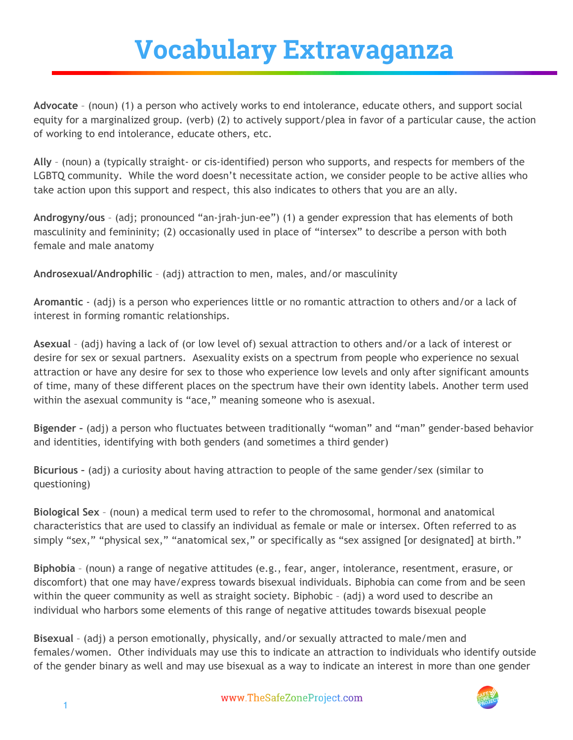# Vocabulary Extravaganza

**Advocate** – (noun) (1) a person who actively works to end intolerance, educate others, and support social equity for a marginalized group. (verb) (2) to actively support/plea in favor of a particular cause, the action of working to end intolerance, educate others, etc.

**Ally** – (noun) a (typically straight- or cis-identified) person who supports, and respects for members of the LGBTQ community. While the word doesn't necessitate action, we consider people to be active allies who take action upon this support and respect, this also indicates to others that you are an ally.

**Androgyny/ous** – (adj; pronounced "an-jrah-jun-ee") (1) a gender expression that has elements of both masculinity and femininity; (2) occasionally used in place of "intersex" to describe a person with both female and male anatomy

**Androsexual/Androphilic** – (adj) attraction to men, males, and/or masculinity

**Aromantic** - (adj) is a person who experiences little or no romantic attraction to others and/or a lack of interest in forming romantic relationships.

**Asexual** – (adj) having a lack of (or low level of) sexual attraction to others and/or a lack of interest or desire for sex or sexual partners. Asexuality exists on a spectrum from people who experience no sexual attraction or have any desire for sex to those who experience low levels and only after significant amounts of time, many of these different places on the spectrum have their own identity labels. Another term used within the asexual community is "ace," meaning someone who is asexual.

**Bigender –** (adj) a person who fluctuates between traditionally "woman" and "man" gender-based behavior and identities, identifying with both genders (and sometimes a third gender)

**Bicurious –** (adj) a curiosity about having attraction to people of the same gender/sex (similar to questioning)

**Biological Sex** – (noun) a medical term used to refer to the chromosomal, hormonal and anatomical characteristics that are used to classify an individual as female or male or intersex. Often referred to as simply "sex," "physical sex," "anatomical sex," or specifically as "sex assigned [or designated] at birth."

**Biphobia** – (noun) a range of negative attitudes (e.g., fear, anger, intolerance, resentment, erasure, or discomfort) that one may have/express towards bisexual individuals. Biphobia can come from and be seen within the queer community as well as straight society. Biphobic – (adj) a word used to describe an individual who harbors some elements of this range of negative attitudes towards bisexual people

**Bisexual** – (adj) a person emotionally, physically, and/or sexually attracted to male/men and females/women. Other individuals may use this to indicate an attraction to individuals who identify outside of the gender binary as well and may use bisexual as a way to indicate an interest in more than one gender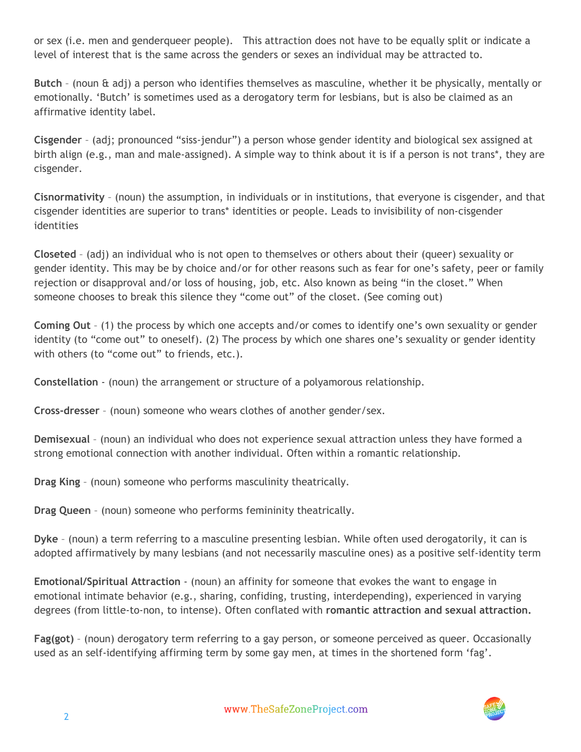or sex (i.e. men and genderqueer people). This attraction does not have to be equally split or indicate a level of interest that is the same across the genders or sexes an individual may be attracted to.

**Butch** – (noun & adj) a person who identifies themselves as masculine, whether it be physically, mentally or emotionally. 'Butch' is sometimes used as a derogatory term for lesbians, but is also be claimed as an affirmative identity label.

**Cisgender** – (adj; pronounced "siss-jendur") a person whose gender identity and biological sex assigned at birth align (e.g., man and male-assigned). A simple way to think about it is if a person is not trans*, they are cisgender.

**Cisnormativity** – (noun) the assumption, in individuals or in institutions, that everyone is cisgender, and that cisgender identities are superior to trans* identities or people. Leads to invisibility of non-cisgender identities

**Closeted** – (adj) an individual who is not open to themselves or others about their (queer) sexuality or gender identity. This may be by choice and/or for other reasons such as fear for one's safety, peer or family rejection or disapproval and/or loss of housing, job, etc. Also known as being "in the closet." When someone chooses to break this silence they "come out" of the closet. (See coming out)

**Coming Out** – (1) the process by which one accepts and/or comes to identify one's own sexuality or gender identity (to "come out" to oneself). (2) The process by which one shares one's sexuality or gender identity with others (to "come out" to friends, etc.).

**Constellation** - (noun) the arrangement or structure of a polyamorous relationship.

**Cross-dresser** – (noun) someone who wears clothes of another gender/sex.

**Demisexual** – (noun) an individual who does not experience sexual attraction unless they have formed a strong emotional connection with another individual. Often within a romantic relationship.

**Drag King** – (noun) someone who performs masculinity theatrically.

**Drag Queen** – (noun) someone who performs femininity theatrically.

**Dyke** – (noun) a term referring to a masculine presenting lesbian. While often used derogatorily, it can is adopted affirmatively by many lesbians (and not necessarily masculine ones) as a positive self-identity term

**Emotional/Spiritual Attraction** - (noun) an affinity for someone that evokes the want to engage in emotional intimate behavior (e.g., sharing, confiding, trusting, interdepending), experienced in varying degrees (from little-to-non, to intense). Often conflated with **romantic attraction and sexual attraction.**

**Fag(got)** – (noun) derogatory term referring to a gay person, or someone perceived as queer. Occasionally used as an self-identifying affirming term by some gay men, at times in the shortened form 'fag'.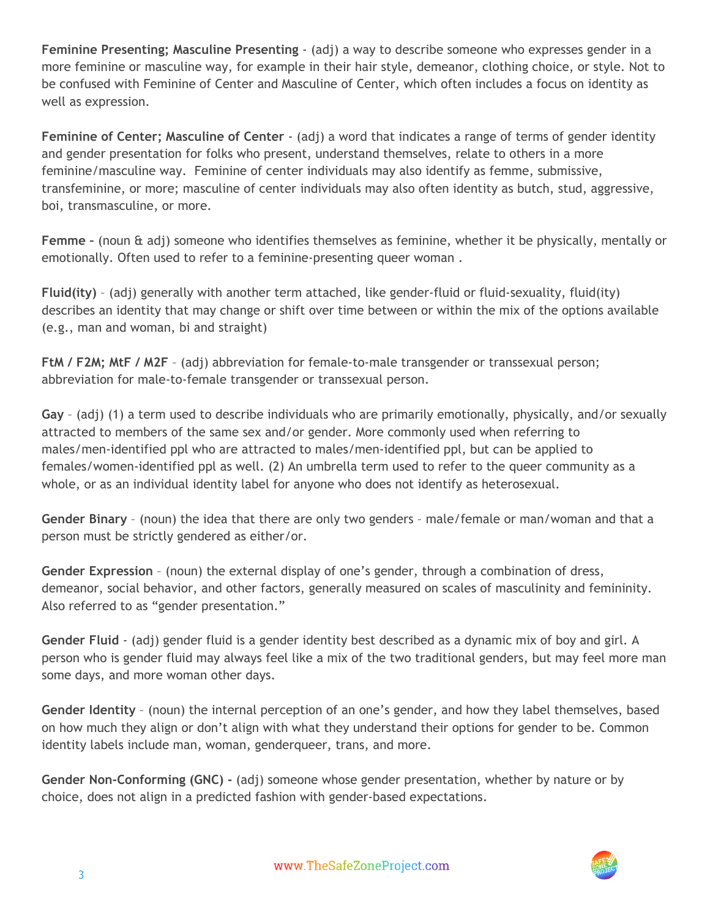**Feminine Presenting; Masculine Presenting** - (adj) a way to describe someone who expresses gender in a more feminine or masculine way, for example in their hair style, demeanor, clothing choice, or style. Not to be confused with Feminine of Center and Masculine of Center, which often includes a focus on identity as well as expression.

**Feminine of Center; Masculine of Center** - (adj) a word that indicates a range of terms of gender identity and gender presentation for folks who present, understand themselves, relate to others in a more feminine/masculine way. Feminine of center individuals may also identify as femme, submissive, transfeminine, or more; masculine of center individuals may also often identity as butch, stud, aggressive, boi, transmasculine, or more.

**Femme –** (noun & adj) someone who identifies themselves as feminine, whether it be physically, mentally or emotionally. Often used to refer to a feminine-presenting queer woman .

**Fluid(ity)** – (adj) generally with another term attached, like gender-fluid or fluid-sexuality, fluid(ity) describes an identity that may change or shift over time between or within the mix of the options available (e.g., man and woman, bi and straight)

**FtM / F2M; MtF / M2F** – (adj) abbreviation for female-to-male transgender or transsexual person; abbreviation for male-to-female transgender or transsexual person.

**Gay** – (adj) (1) a term used to describe individuals who are primarily emotionally, physically, and/or sexually attracted to members of the same sex and/or gender. More commonly used when referring to males/men-identified ppl who are attracted to males/men-identified ppl, but can be applied to females/women-identified ppl as well. (2) An umbrella term used to refer to the queer community as a whole, or as an individual identity label for anyone who does not identify as heterosexual.

**Gender Binary** – (noun) the idea that there are only two genders – male/female or man/woman and that a person must be strictly gendered as either/or.

**Gender Expression** – (noun) the external display of one's gender, through a combination of dress, demeanor, social behavior, and other factors, generally measured on scales of masculinity and femininity. Also referred to as "gender presentation."

**Gender Fluid** - (adj) gender fluid is a gender identity best described as a dynamic mix of boy and girl. A person who is gender fluid may always feel like a mix of the two traditional genders, but may feel more man some days, and more woman other days.

**Gender Identity** – (noun) the internal perception of an one's gender, and how they label themselves, based on how much they align or don't align with what they understand their options for gender to be. Common identity labels include man, woman, genderqueer, trans, and more.

**Gender Non-Conforming (GNC) -** (adj) someone whose gender presentation, whether by nature or by choice, does not align in a predicted fashion with gender-based expectations.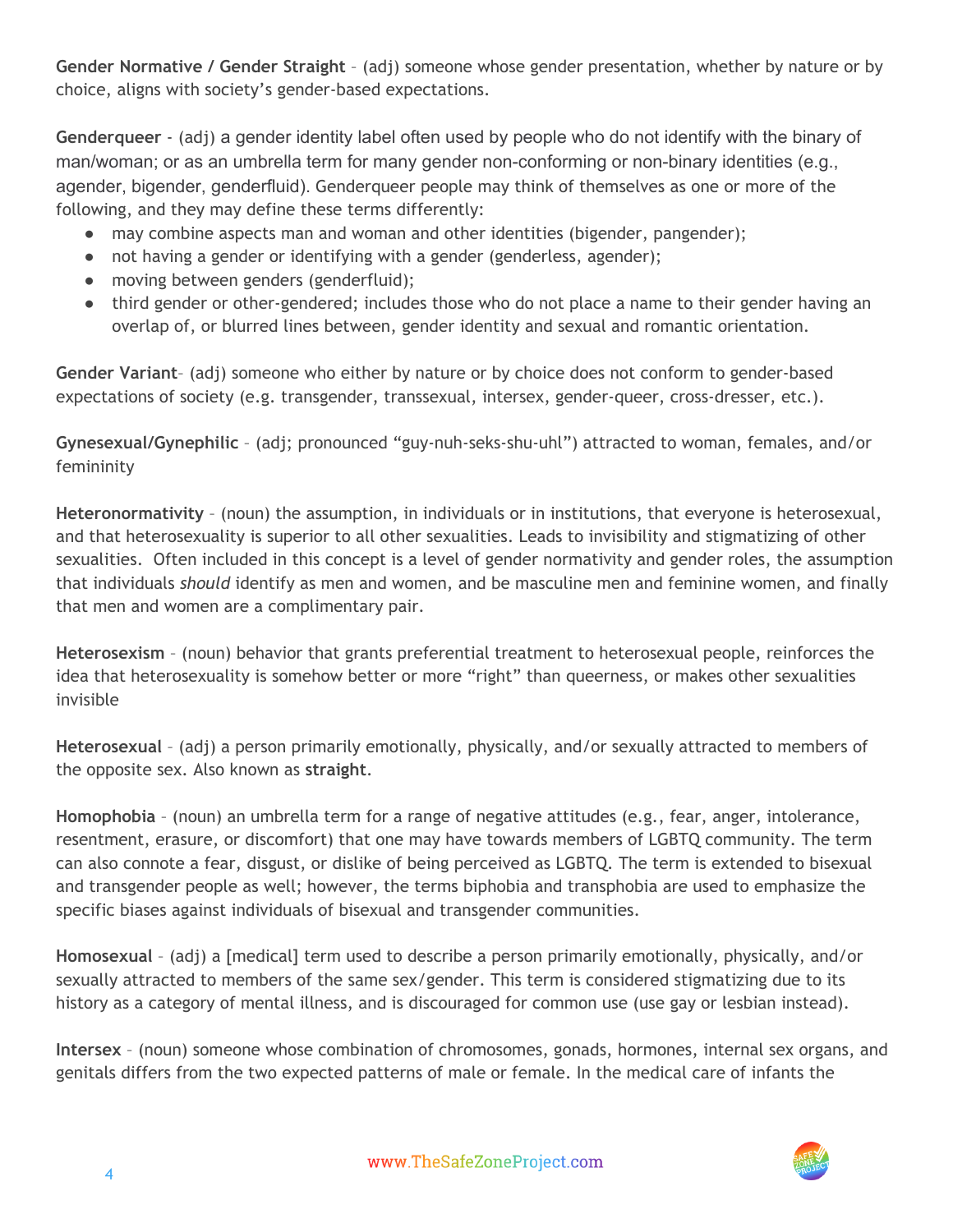**Gender Normative / Gender Straight** – (adj) someone whose gender presentation, whether by nature or by choice, aligns with society's gender-based expectations.

**Genderqueer** - (adj) a gender identity label often used by people who do not identify with the binary of man/woman; or as an umbrella term for many gender non-conforming or non-binary identities (e.g., agender, bigender, genderfluid). Genderqueer people may think of themselves as one or more of the following, and they may define these terms differently:

- may combine aspects man and woman and other identities (bigender, pangender);
- not having a gender or identifying with a gender (genderless, agender);
- moving between genders (genderfluid);
- third gender or other-gendered; includes those who do not place a name to their gender having an overlap of, or blurred lines between, gender identity and sexual and romantic orientation.

**Gender Variant**– (adj) someone who either by nature or by choice does not conform to gender-based expectations of society (e.g. transgender, transsexual, intersex, gender-queer, cross-dresser, etc.).

**Gynesexual/Gynephilic** – (adj; pronounced "guy-nuh-seks-shu-uhl") attracted to woman, females, and/or femininity

**Heteronormativity** – (noun) the assumption, in individuals or in institutions, that everyone is heterosexual, and that heterosexuality is superior to all other sexualities. Leads to invisibility and stigmatizing of other sexualities. Often included in this concept is a level of gender normativity and gender roles, the assumption that individuals *should* identify as men and women, and be masculine men and feminine women, and finally that men and women are a complimentary pair.

**Heterosexism** – (noun) behavior that grants preferential treatment to heterosexual people, reinforces the idea that heterosexuality is somehow better or more "right" than queerness, or makes other sexualities invisible

**Heterosexual** – (adj) a person primarily emotionally, physically, and/or sexually attracted to members of the opposite sex. Also known as **straight**.

**Homophobia** – (noun) an umbrella term for a range of negative attitudes (e.g., fear, anger, intolerance, resentment, erasure, or discomfort) that one may have towards members of LGBTQ community. The term can also connote a fear, disgust, or dislike of being perceived as LGBTQ. The term is extended to bisexual and transgender people as well; however, the terms biphobia and transphobia are used to emphasize the specific biases against individuals of bisexual and transgender communities.

**Homosexual** – (adj) a [medical] term used to describe a person primarily emotionally, physically, and/or sexually attracted to members of the same sex/gender. This term is considered stigmatizing due to its history as a category of mental illness, and is discouraged for common use (use gay or lesbian instead).

**Intersex** – (noun) someone whose combination of chromosomes, gonads, hormones, internal sex organs, and genitals differs from the two expected patterns of male or female. In the medical care of infants the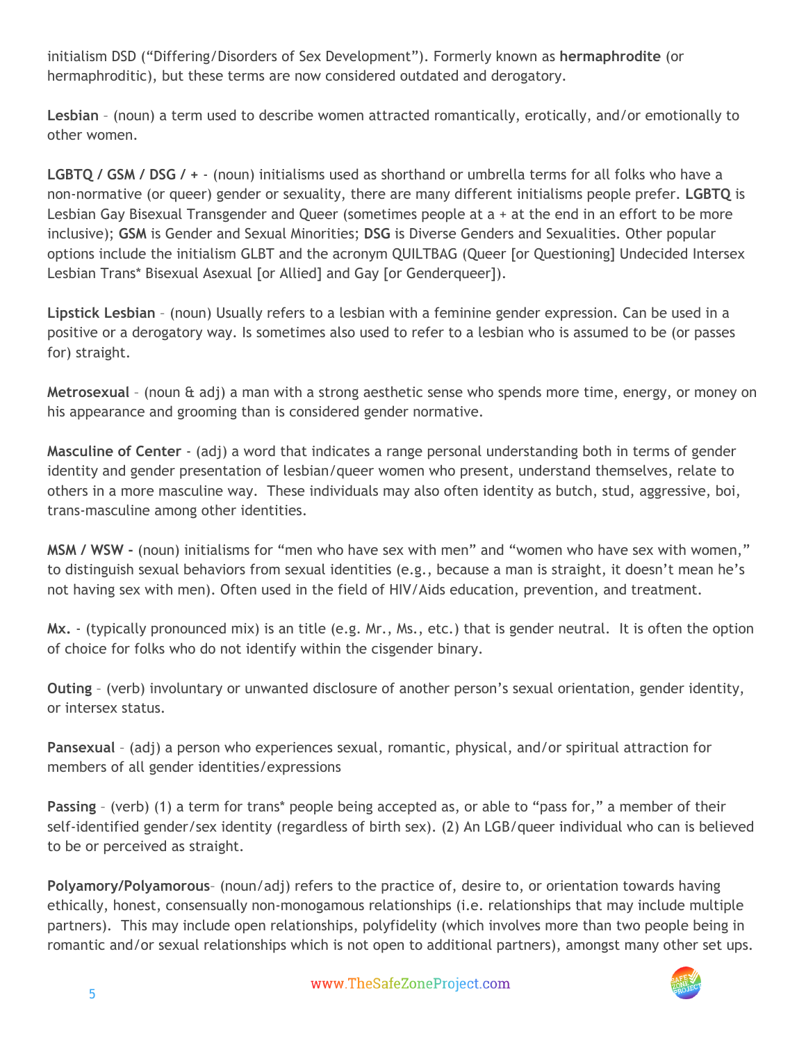initialism DSD ("Differing/Disorders of Sex Development"). Formerly known as **hermaphrodite** (or hermaphroditic), but these terms are now considered outdated and derogatory.

**Lesbian** – (noun) a term used to describe women attracted romantically, erotically, and/or emotionally to other women.

**LGBTQ / GSM / DSG / +** - (noun) initialisms used as shorthand or umbrella terms for all folks who have a non-normative (or queer) gender or sexuality, there are many different initialisms people prefer. **LGBTQ** is Lesbian Gay Bisexual Transgender and Queer (sometimes people at a + at the end in an effort to be more inclusive); **GSM** is Gender and Sexual Minorities; **DSG** is Diverse Genders and Sexualities. Other popular options include the initialism GLBT and the acronym QUILTBAG (Queer [or Questioning] Undecided Intersex Lesbian Trans* Bisexual Asexual [or Allied] and Gay [or Genderqueer]).

**Lipstick Lesbian** – (noun) Usually refers to a lesbian with a feminine gender expression. Can be used in a positive or a derogatory way. Is sometimes also used to refer to a lesbian who is assumed to be (or passes for) straight.

**Metrosexual** – (noun & adj) a man with a strong aesthetic sense who spends more time, energy, or money on his appearance and grooming than is considered gender normative.

**Masculine of Center** - (adj) a word that indicates a range personal understanding both in terms of gender identity and gender presentation of lesbian/queer women who present, understand themselves, relate to others in a more masculine way. These individuals may also often identity as butch, stud, aggressive, boi, trans-masculine among other identities.

**MSM / WSW -** (noun) initialisms for "men who have sex with men" and "women who have sex with women," to distinguish sexual behaviors from sexual identities (e.g., because a man is straight, it doesn't mean he's not having sex with men). Often used in the field of HIV/Aids education, prevention, and treatment.

**Mx.** - (typically pronounced mix) is an title (e.g. Mr., Ms., etc.) that is gender neutral. It is often the option of choice for folks who do not identify within the cisgender binary.

**Outing** – (verb) involuntary or unwanted disclosure of another person's sexual orientation, gender identity, or intersex status.

**Pansexual** – (adj) a person who experiences sexual, romantic, physical, and/or spiritual attraction for members of all gender identities/expressions

**Passing** – (verb) (1) a term for trans* people being accepted as, or able to "pass for," a member of their self-identified gender/sex identity (regardless of birth sex). (2) An LGB/queer individual who can is believed to be or perceived as straight.

**Polyamory/Polyamorous**– (noun/adj) refers to the practice of, desire to, or orientation towards having ethically, honest, consensually non-monogamous relationships (i.e. relationships that may include multiple partners). This may include open relationships, polyfidelity (which involves more than two people being in romantic and/or sexual relationships which is not open to additional partners), amongst many other set ups.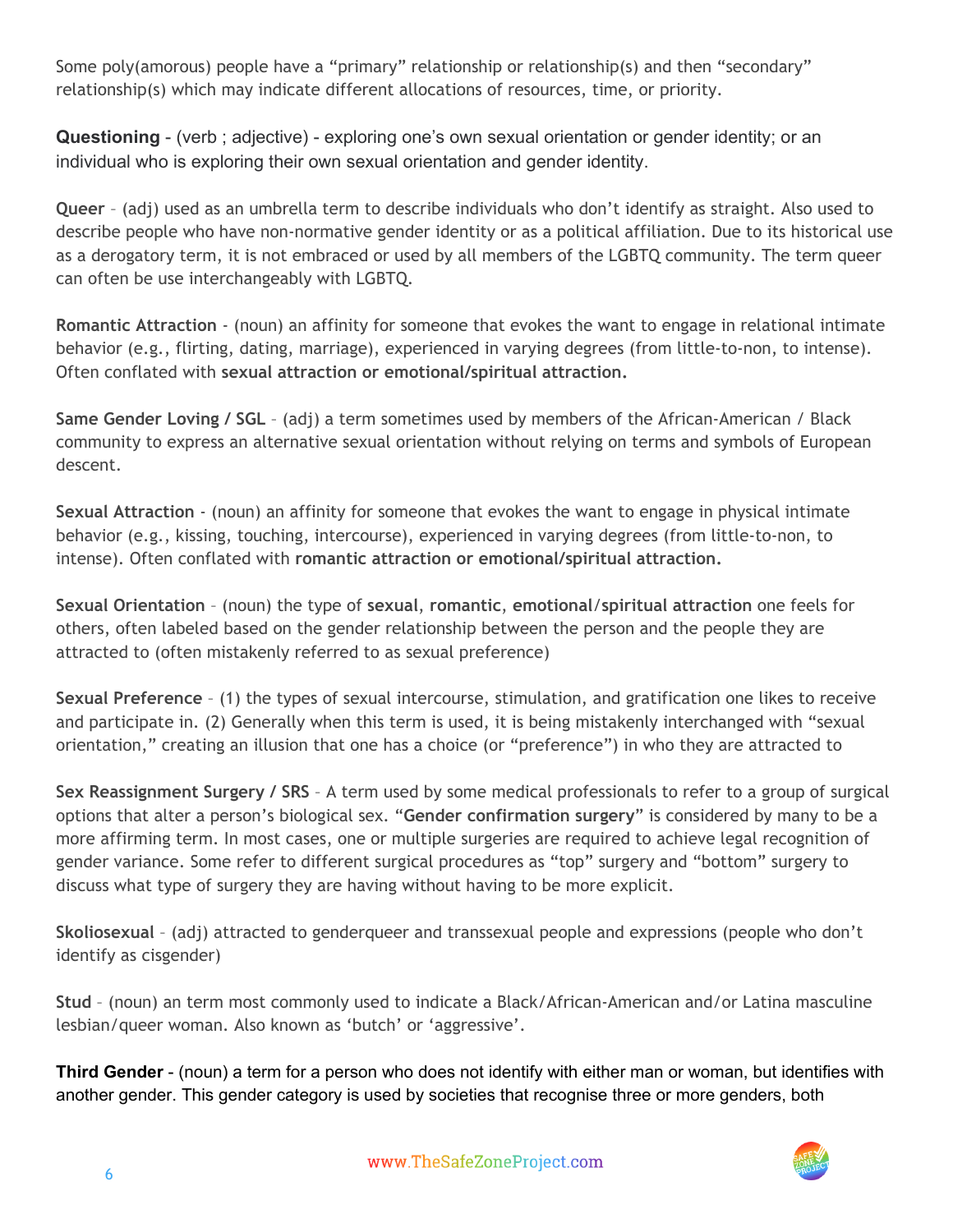Some poly(amorous) people have a "primary" relationship or relationship(s) and then "secondary" relationship(s) which may indicate different allocations of resources, time, or priority.

**Questioning** - (verb ; adjective) - exploring one's own sexual orientation or gender identity; or an individual who is exploring their own sexual orientation and gender identity.

**Queer** – (adj) used as an umbrella term to describe individuals who don't identify as straight. Also used to describe people who have non-normative gender identity or as a political affiliation. Due to its historical use as a derogatory term, it is not embraced or used by all members of the LGBTQ community. The term queer can often be use interchangeably with LGBTQ.

**Romantic Attraction** - (noun) an affinity for someone that evokes the want to engage in relational intimate behavior (e.g., flirting, dating, marriage), experienced in varying degrees (from little-to-non, to intense). Often conflated with **sexual attraction or emotional/spiritual attraction.**

**Same Gender Loving / SGL** – (adj) a term sometimes used by members of the African-American / Black community to express an alternative sexual orientation without relying on terms and symbols of European descent.

**Sexual Attraction** - (noun) an affinity for someone that evokes the want to engage in physical intimate behavior (e.g., kissing, touching, intercourse), experienced in varying degrees (from little-to-non, to intense). Often conflated with **romantic attraction or emotional/spiritual attraction.**

**Sexual Orientation** – (noun) the type of **sexual**, **romantic**, **emotional**/**spiritual attraction** one feels for others, often labeled based on the gender relationship between the person and the people they are attracted to (often mistakenly referred to as sexual preference)

**Sexual Preference** – (1) the types of sexual intercourse, stimulation, and gratification one likes to receive and participate in. (2) Generally when this term is used, it is being mistakenly interchanged with "sexual orientation," creating an illusion that one has a choice (or "preference") in who they are attracted to

**Sex Reassignment Surgery / SRS** – A term used by some medical professionals to refer to a group of surgical options that alter a person's biological sex. "**Gender confirmation surgery**" is considered by many to be a more affirming term. In most cases, one or multiple surgeries are required to achieve legal recognition of gender variance. Some refer to different surgical procedures as "top" surgery and "bottom" surgery to discuss what type of surgery they are having without having to be more explicit.

**Skoliosexual** – (adj) attracted to genderqueer and transsexual people and expressions (people who don't identify as cisgender)

**Stud** – (noun) an term most commonly used to indicate a Black/African-American and/or Latina masculine lesbian/queer woman. Also known as 'butch' or 'aggressive'.

**Third Gender** - (noun) a term for a person who does not identify with either man or woman, but identifies with another gender. This gender category is used by societies that recognise three or more genders, both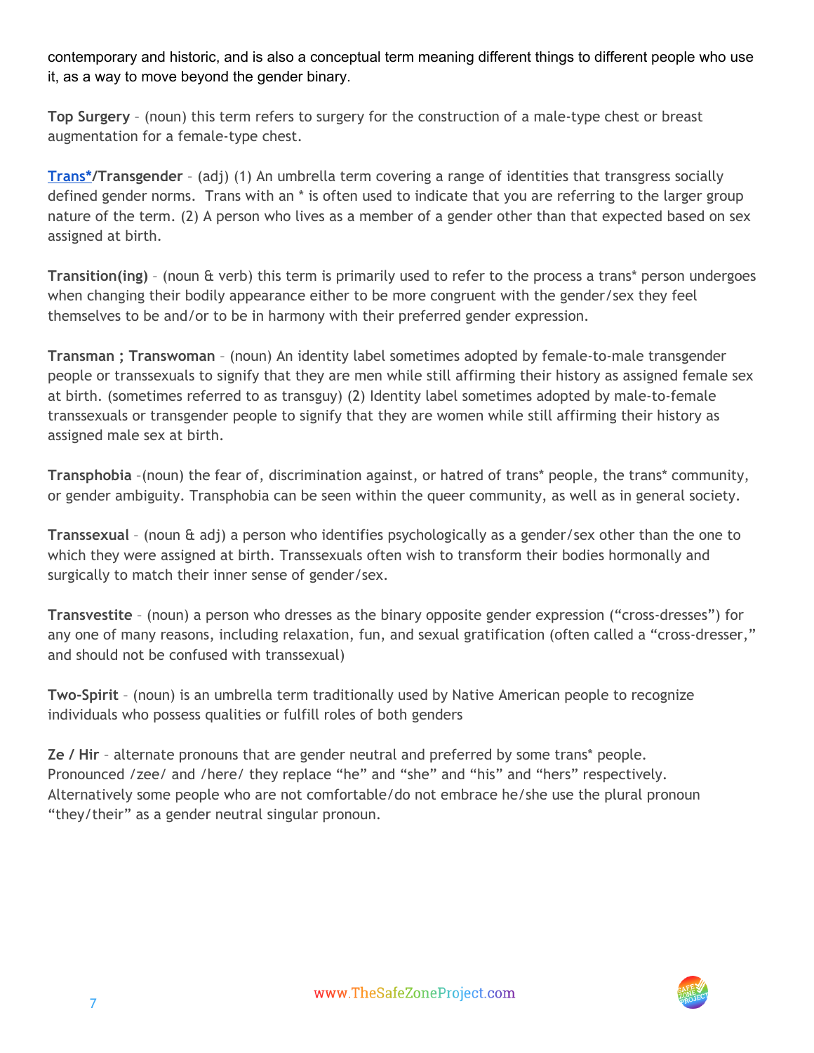contemporary and historic, and is also a conceptual term meaning different things to different people who use it, as a way to move beyond the gender binary.

**Top Surgery** – (noun) this term refers to surgery for the construction of a male-type chest or breast augmentation for a female-type chest.

**[Trans*](#)/Transgender** – (adj) (1) An umbrella term covering a range of identities that transgress socially defined gender norms. Trans with an * is often used to indicate that you are referring to the larger group nature of the term. (2) A person who lives as a member of a gender other than that expected based on sex assigned at birth.

**Transition(ing)** – (noun & verb) this term is primarily used to refer to the process a trans* person undergoes when changing their bodily appearance either to be more congruent with the gender/sex they feel themselves to be and/or to be in harmony with their preferred gender expression.

**Transman ; Transwoman** – (noun) An identity label sometimes adopted by female-to-male transgender people or transsexuals to signify that they are men while still affirming their history as assigned female sex at birth. (sometimes referred to as transguy) (2) Identity label sometimes adopted by male-to-female transsexuals or transgender people to signify that they are women while still affirming their history as assigned male sex at birth.

**Transphobia** –(noun) the fear of, discrimination against, or hatred of trans* people, the trans* community, or gender ambiguity. Transphobia can be seen within the queer community, as well as in general society.

**Transsexual** – (noun & adj) a person who identifies psychologically as a gender/sex other than the one to which they were assigned at birth. Transsexuals often wish to transform their bodies hormonally and surgically to match their inner sense of gender/sex.

**Transvestite** – (noun) a person who dresses as the binary opposite gender expression ("cross-dresses") for any one of many reasons, including relaxation, fun, and sexual gratification (often called a "cross-dresser," and should not be confused with transsexual)

**Two-Spirit** – (noun) is an umbrella term traditionally used by Native American people to recognize individuals who possess qualities or fulfill roles of both genders

**Ze / Hir** – alternate pronouns that are gender neutral and preferred by some trans* people. Pronounced /zee/ and /here/ they replace "he" and "she" and "his" and "hers" respectively. Alternatively some people who are not comfortable/do not embrace he/she use the plural pronoun "they/their" as a gender neutral singular pronoun.